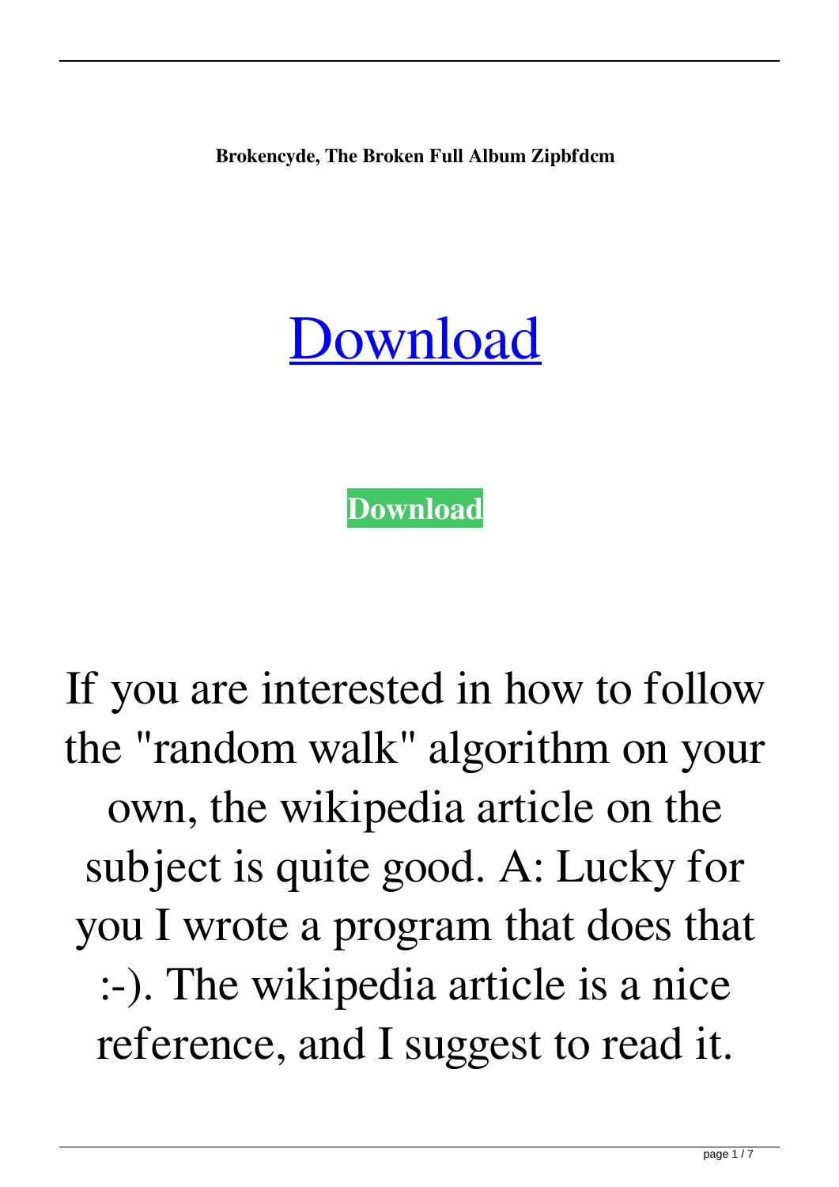**Brokencyde, The Broken Full Album Zipbfdcm**

[Download](#)

**Download**

If you are interested in how to follow the "random walk" algorithm on your own, the wikipedia article on the subject is quite good. A: Lucky for you I wrote a program that does that :-). The wikipedia article is a nice reference, and I suggest to read it.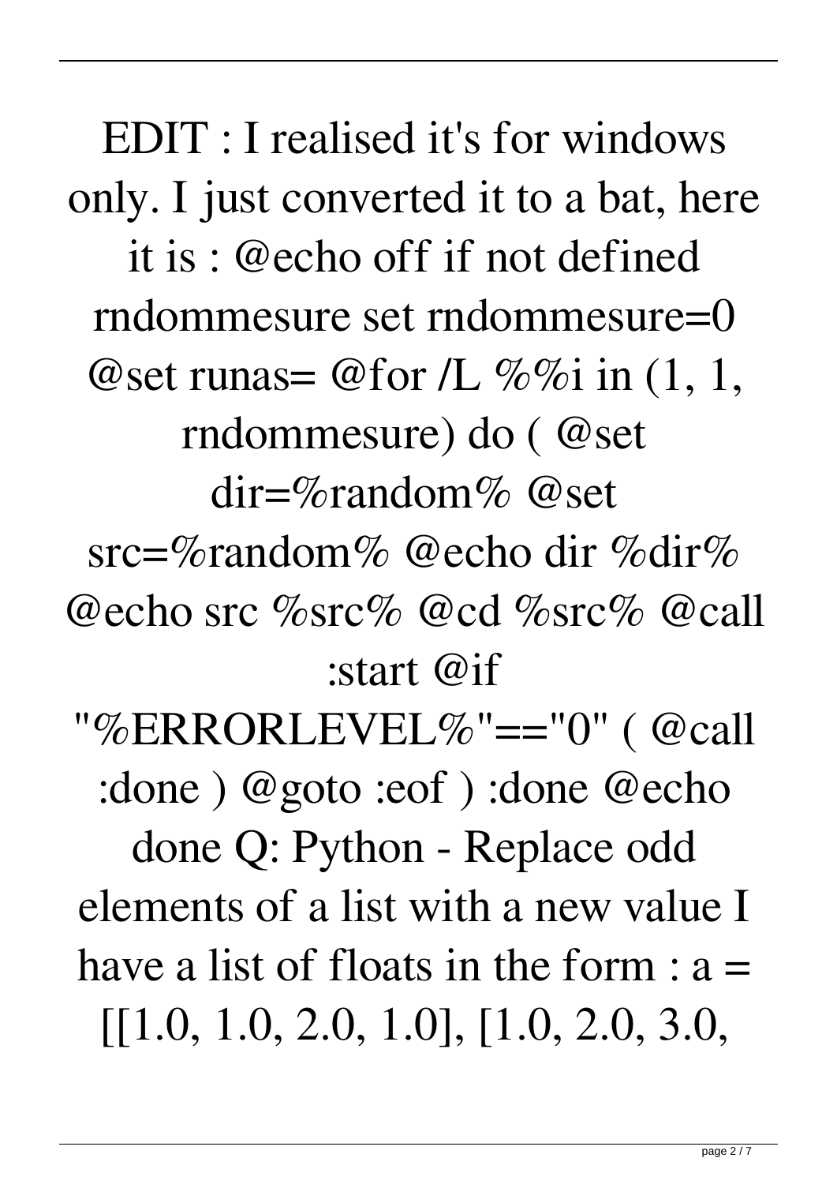EDIT : I realised it's for windows only. I just converted it to a bat, here it is : @echo off if not defined rndommesure set rndommesure=0 @set runas= @for /L %%i in (1, 1, rndommesure) do ( @set dir=%random% @set src=%random% @echo dir %dir% @echo src %src% @cd %src% @call :start @if "%ERRORLEVEL%"=="0" ( @call :done ) @goto :eof ) :done @echo done Q: Python - Replace odd elements of a list with a new value I have a list of floats in the form : a = [[1.0, 1.0, 2.0, 1.0], [1.0, 2.0, 3.0,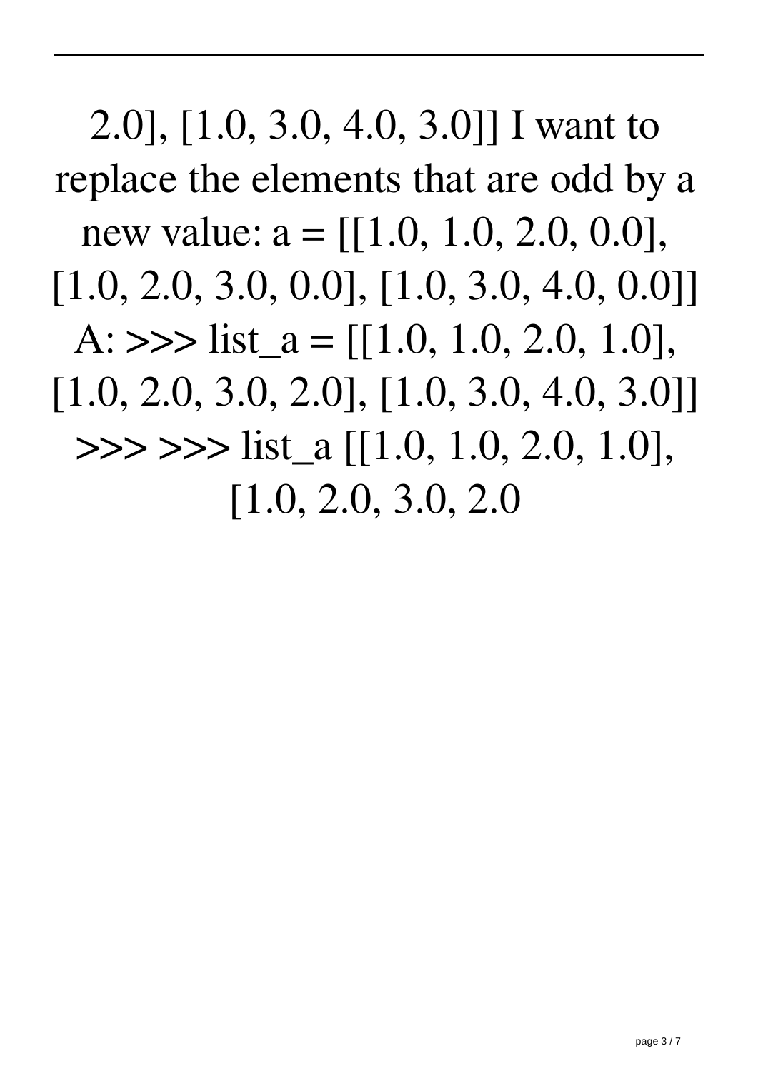2.0], [1.0, 3.0, 4.0, 3.0]] I want to replace the elements that are odd by a new value: a = [[1.0, 1.0, 2.0, 0.0], [1.0, 2.0, 3.0, 0.0], [1.0, 3.0, 4.0, 0.0]] A: >>> list_a = [[1.0, 1.0, 2.0, 1.0], [1.0, 2.0, 3.0, 2.0], [1.0, 3.0, 4.0, 3.0]] >>> >>> list_a [[1.0, 1.0, 2.0, 1.0], [1.0, 2.0, 3.0, 2.0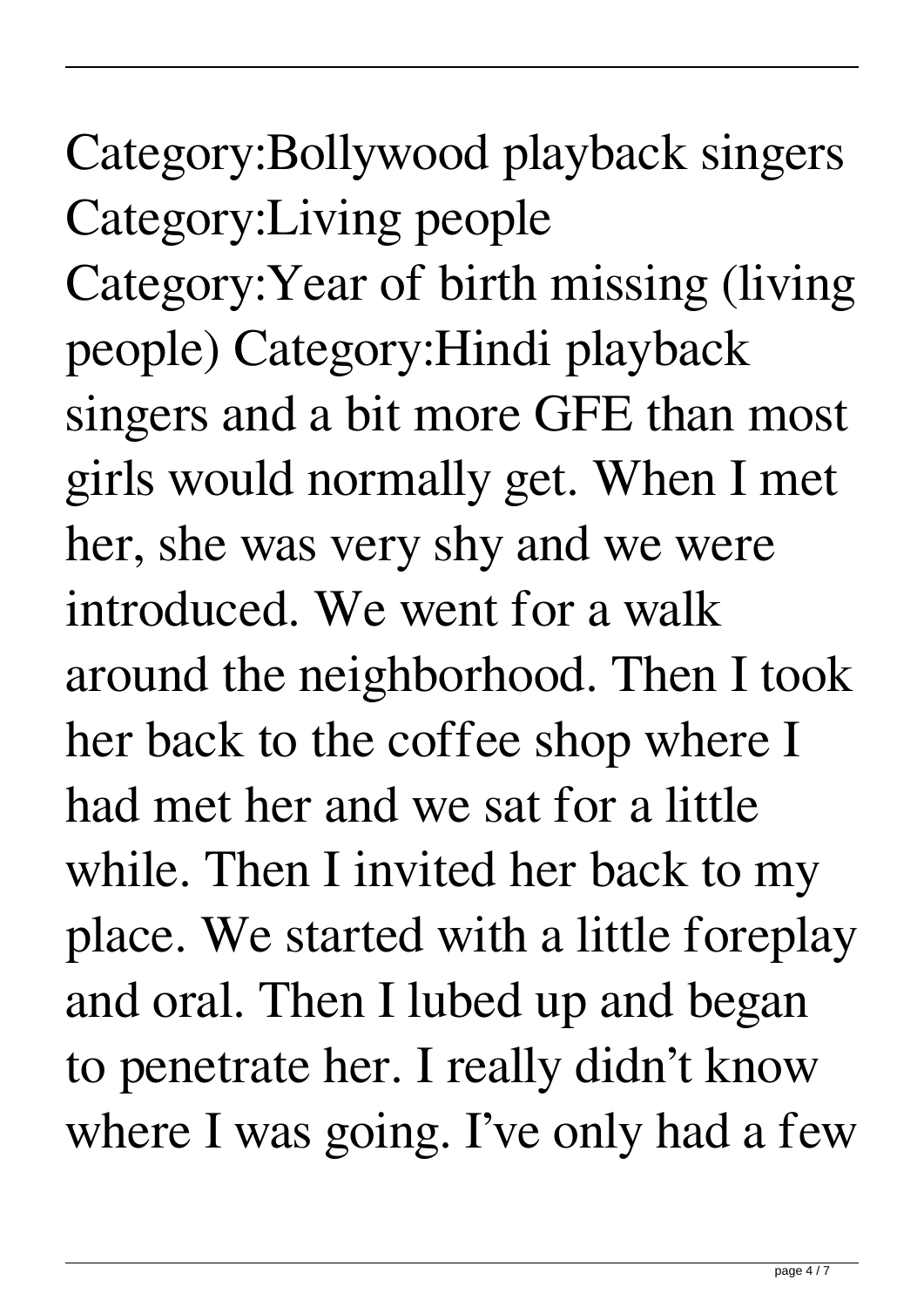Category:Bollywood playback singers Category:Living people Category:Year of birth missing (living people) Category:Hindi playback singers and a bit more GFE than most girls would normally get. When I met her, she was very shy and we were introduced. We went for a walk around the neighborhood. Then I took her back to the coffee shop where I had met her and we sat for a little while. Then I invited her back to my place. We started with a little foreplay and oral. Then I lubed up and began to penetrate her. I really didn't know where I was going. I've only had a few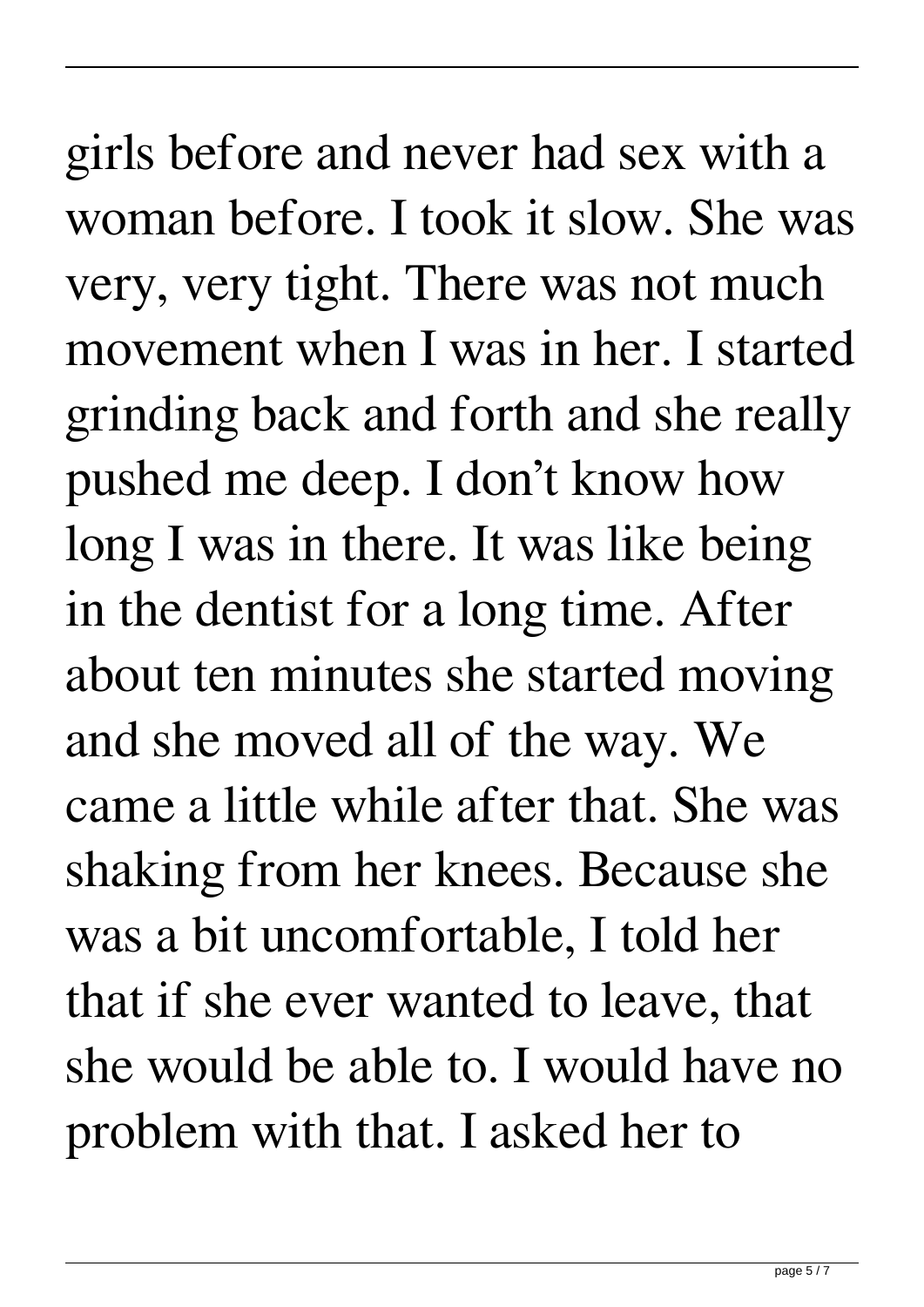girls before and never had sex with a woman before. I took it slow. She was very, very tight. There was not much movement when I was in her. I started grinding back and forth and she really pushed me deep. I don't know how long I was in there. It was like being in the dentist for a long time. After about ten minutes she started moving and she moved all of the way. We came a little while after that. She was shaking from her knees. Because she was a bit uncomfortable, I told her that if she ever wanted to leave, that she would be able to. I would have no problem with that. I asked her to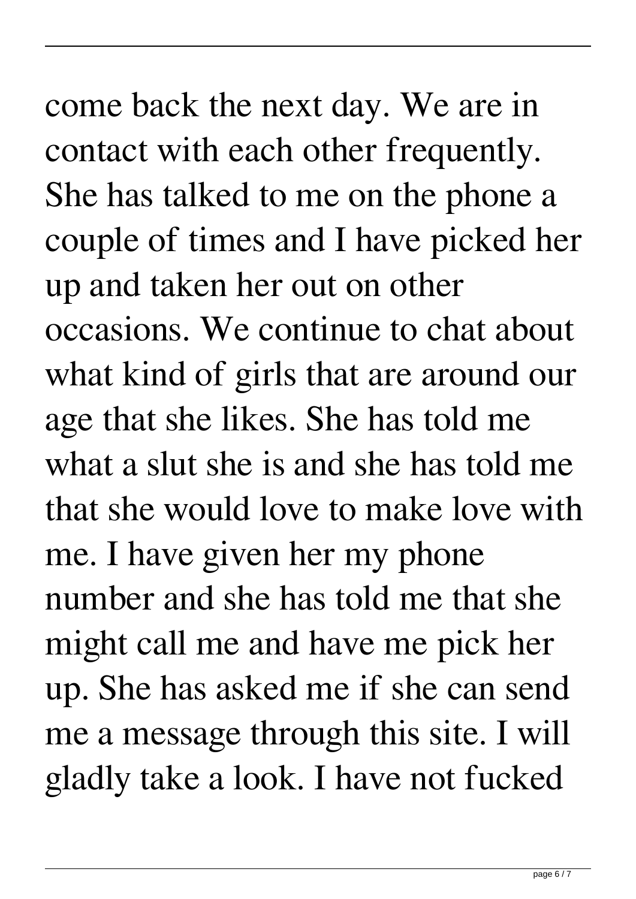come back the next day. We are in contact with each other frequently. She has talked to me on the phone a couple of times and I have picked her up and taken her out on other occasions. We continue to chat about what kind of girls that are around our age that she likes. She has told me what a slut she is and she has told me that she would love to make love with me. I have given her my phone number and she has told me that she might call me and have me pick her up. She has asked me if she can send me a message through this site. I will gladly take a look. I have not fucked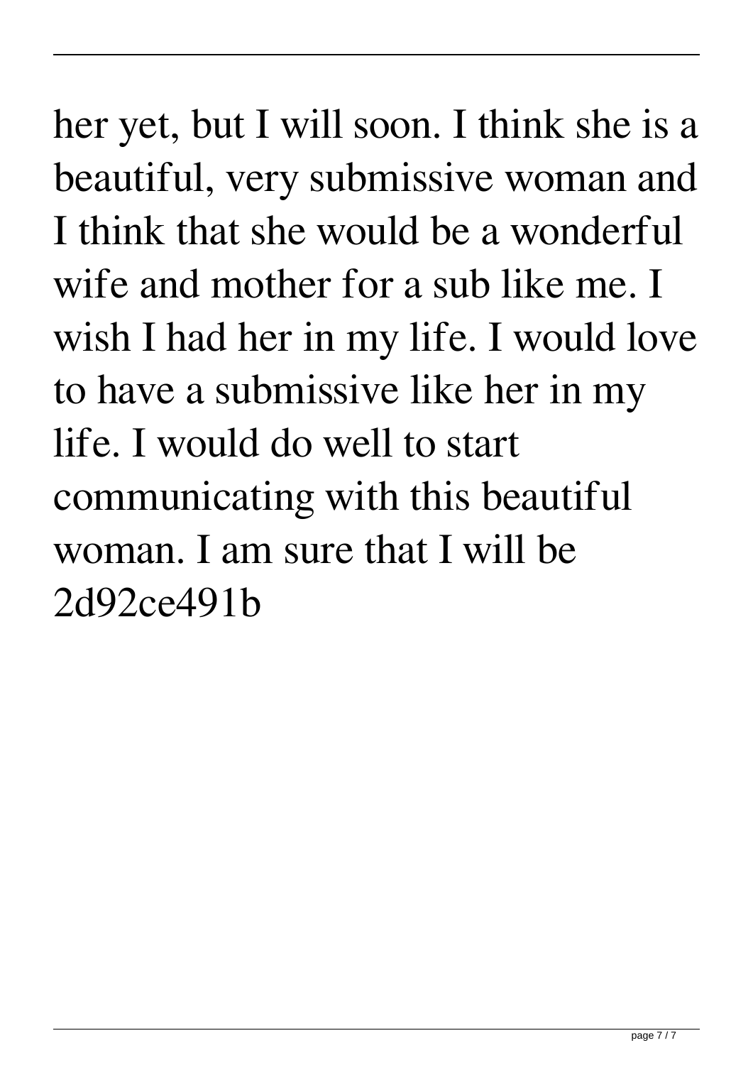her yet, but I will soon. I think she is a beautiful, very submissive woman and I think that she would be a wonderful wife and mother for a sub like me. I wish I had her in my life. I would love to have a submissive like her in my life. I would do well to start communicating with this beautiful woman. I am sure that I will be 2d92ce491b